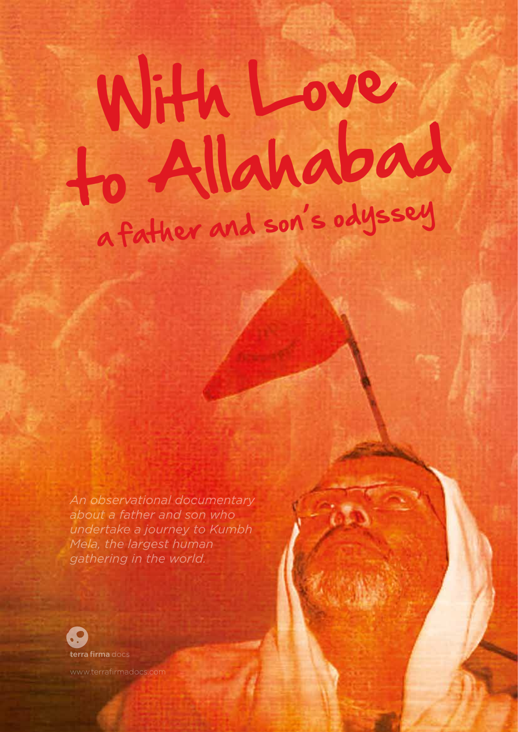# With Love to Allahabad

## a father and son's odyssey

*An observational documentary about a father and son who undertake a journey to Kumbh Mela, the largest human gathering in the world.*

**terra firma** docs

www.terrafirmadocs.com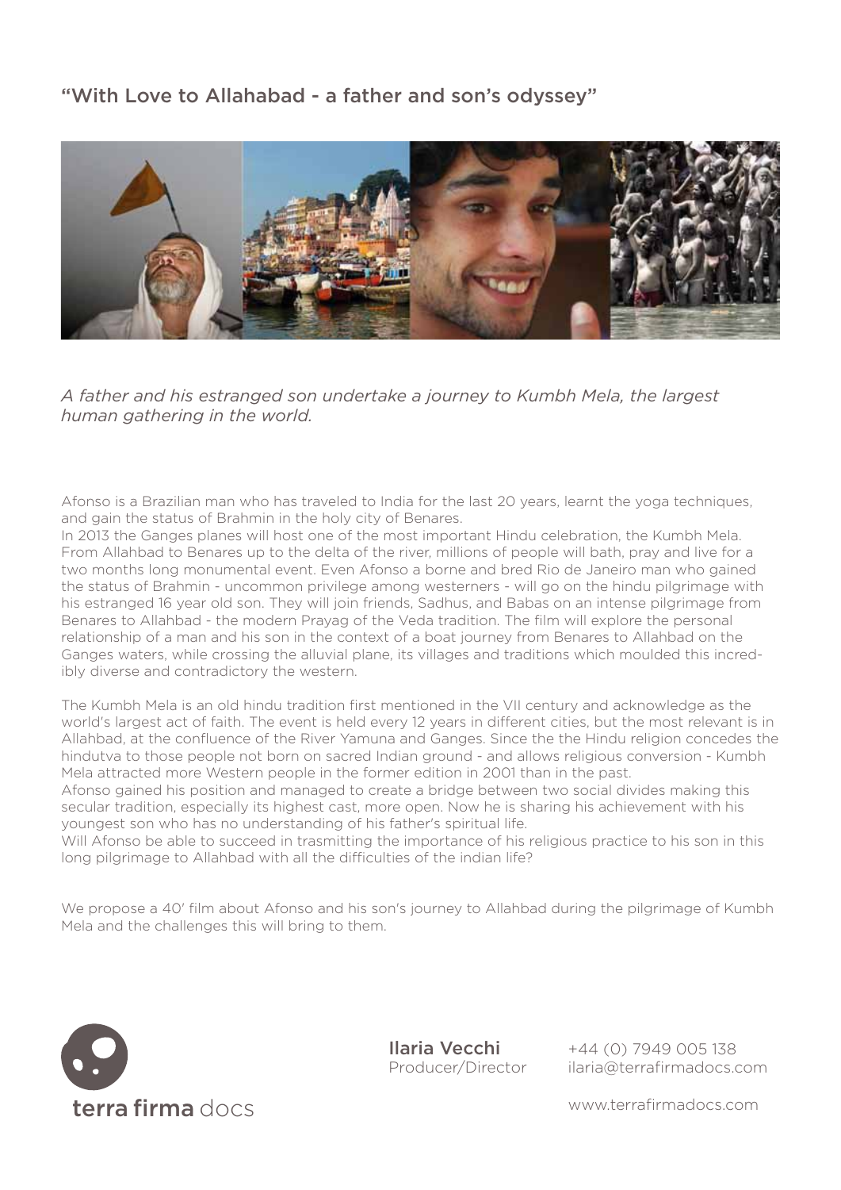## "With Love to Allahabad - a father and son's odyssey"

*A father and his estranged son undertake a journey to Kumbh Mela, the largest human gathering in the world.*

Afonso is a Brazilian man who has traveled to India for the last 20 years, learnt the yoga techniques, and gain the status of Brahmin in the holy city of Benares.
In 2013 the Ganges planes will host one of the most important Hindu celebration, the Kumbh Mela. From Allahbad to Benares up to the delta of the river, millions of people will bath, pray and live for a two months long monumental event. Even Afonso a borne and bred Rio de Janeiro man who gained the status of Brahmin - uncommon privilege among westerners - will go on the hindu pilgrimage with his estranged 16 year old son. They will join friends, Sadhus, and Babas on an intense pilgrimage from Benares to Allahbad - the modern Prayag of the Veda tradition. The film will explore the personal relationship of a man and his son in the context of a boat journey from Benares to Allahbad on the Ganges waters, while crossing the alluvial plane, its villages and traditions which moulded this incredibly diverse and contradictory the western.

The Kumbh Mela is an old hindu tradition first mentioned in the VII century and acknowledge as the world's largest act of faith. The event is held every 12 years in different cities, but the most relevant is in Allahbad, at the confluence of the River Yamuna and Ganges. Since the the Hindu religion concedes the hindutva to those people not born on sacred Indian ground - and allows religious conversion - Kumbh Mela attracted more Western people in the former edition in 2001 than in the past.
Afonso gained his position and managed to create a bridge between two social divides making this secular tradition, especially its highest cast, more open. Now he is sharing his achievement with his youngest son who has no understanding of his father's spiritual life.
Will Afonso be able to succeed in trasmitting the importance of his religious practice to his son in this long pilgrimage to Allahbad with all the difficulties of the indian life?

We propose a 40' film about Afonso and his son's journey to Allahbad during the pilgrimage of Kumbh Mela and the challenges this will bring to them.

**terra firma** docs

**Ilaria Vecchi**
Producer/Director

+44 (0) 7949 005 138
ilaria@terrafirmadocs.com

www.terrafirmadocs.com